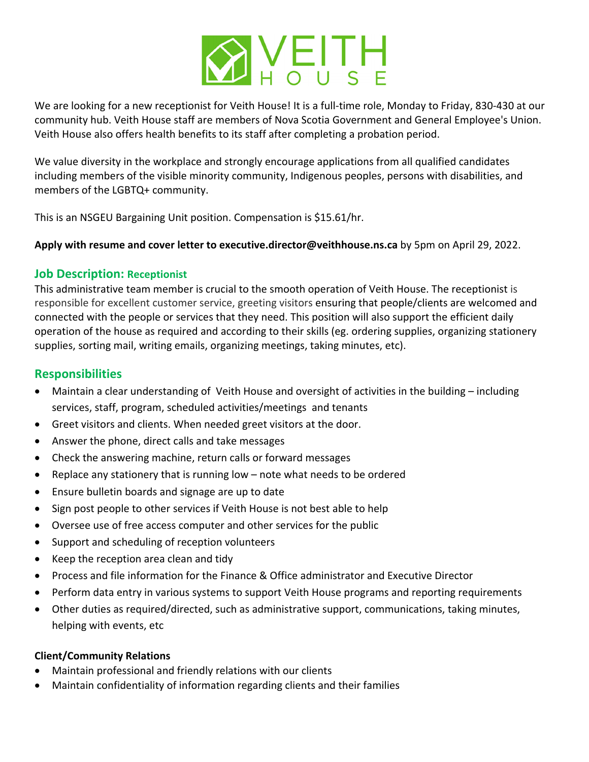# VEITH HOUSE

We are looking for a new receptionist for Veith House! It is a full-time role, Monday to Friday, 830-430 at our community hub. Veith House staff are members of Nova Scotia Government and General Employee's Union. Veith House also offers health benefits to its staff after completing a probation period.

We value diversity in the workplace and strongly encourage applications from all qualified candidates including members of the visible minority community, Indigenous peoples, persons with disabilities, and members of the LGBTQ+ community.

This is an NSGEU Bargaining Unit position. Compensation is $15.61/hr.

**Apply with resume and cover letter to executive.director@veithhouse.ns.ca** by 5pm on April 29, 2022.

## Job Description: Receptionist

This administrative team member is crucial to the smooth operation of Veith House. The receptionist is responsible for excellent customer service, greeting visitors ensuring that people/clients are welcomed and connected with the people or services that they need. This position will also support the efficient daily operation of the house as required and according to their skills (eg. ordering supplies, organizing stationery supplies, sorting mail, writing emails, organizing meetings, taking minutes, etc).

## Responsibilities

- Maintain a clear understanding of Veith House and oversight of activities in the building – including services, staff, program, scheduled activities/meetings and tenants
- Greet visitors and clients. When needed greet visitors at the door.
- Answer the phone, direct calls and take messages
- Check the answering machine, return calls or forward messages
- Replace any stationery that is running low – note what needs to be ordered
- Ensure bulletin boards and signage are up to date
- Sign post people to other services if Veith House is not best able to help
- Oversee use of free access computer and other services for the public
- Support and scheduling of reception volunteers
- Keep the reception area clean and tidy
- Process and file information for the Finance & Office administrator and Executive Director
- Perform data entry in various systems to support Veith House programs and reporting requirements
- Other duties as required/directed, such as administrative support, communications, taking minutes, helping with events, etc

**Client/Community Relations**

- Maintain professional and friendly relations with our clients
- Maintain confidentiality of information regarding clients and their families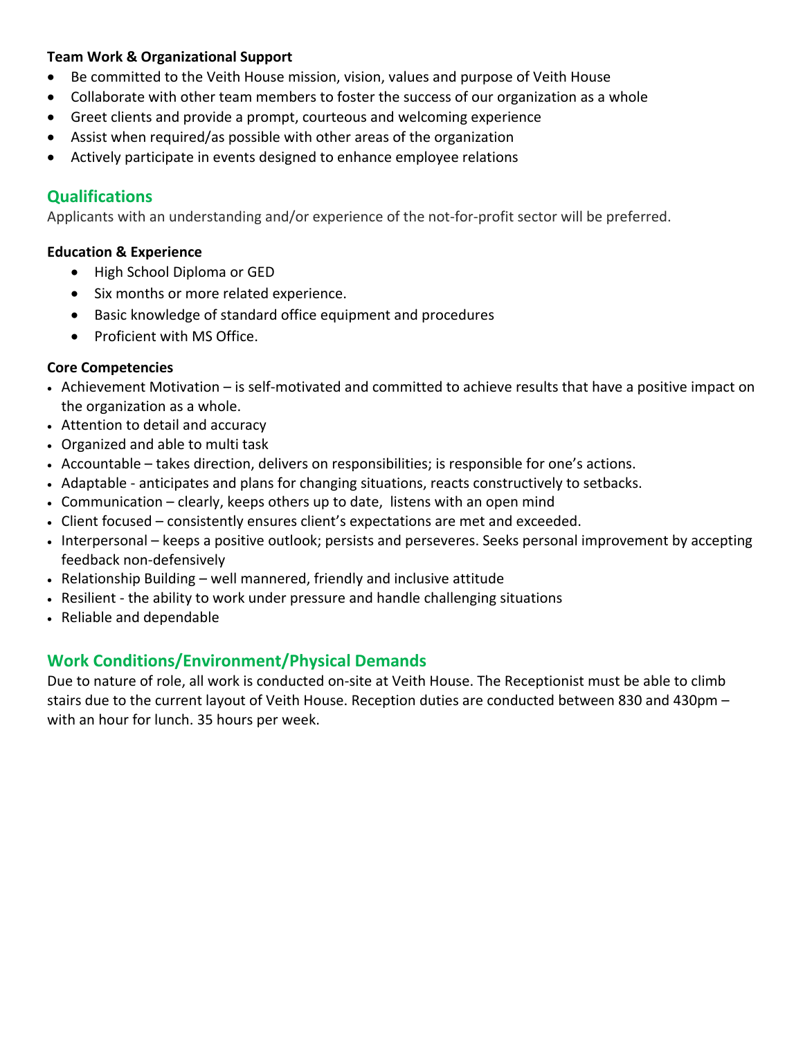**Team Work & Organizational Support**

- Be committed to the Veith House mission, vision, values and purpose of Veith House
- Collaborate with other team members to foster the success of our organization as a whole
- Greet clients and provide a prompt, courteous and welcoming experience
- Assist when required/as possible with other areas of the organization
- Actively participate in events designed to enhance employee relations

## Qualifications

Applicants with an understanding and/or experience of the not-for-profit sector will be preferred.

**Education & Experience**

- High School Diploma or GED
- Six months or more related experience.
- Basic knowledge of standard office equipment and procedures
- Proficient with MS Office.

**Core Competencies**

- Achievement Motivation – is self-motivated and committed to achieve results that have a positive impact on the organization as a whole.
- Attention to detail and accuracy
- Organized and able to multi task
- Accountable – takes direction, delivers on responsibilities; is responsible for one's actions.
- Adaptable - anticipates and plans for changing situations, reacts constructively to setbacks.
- Communication – clearly, keeps others up to date, listens with an open mind
- Client focused – consistently ensures client's expectations are met and exceeded.
- Interpersonal – keeps a positive outlook; persists and perseveres. Seeks personal improvement by accepting feedback non-defensively
- Relationship Building – well mannered, friendly and inclusive attitude
- Resilient - the ability to work under pressure and handle challenging situations
- Reliable and dependable

## Work Conditions/Environment/Physical Demands

Due to nature of role, all work is conducted on-site at Veith House. The Receptionist must be able to climb stairs due to the current layout of Veith House. Reception duties are conducted between 830 and 430pm – with an hour for lunch. 35 hours per week.